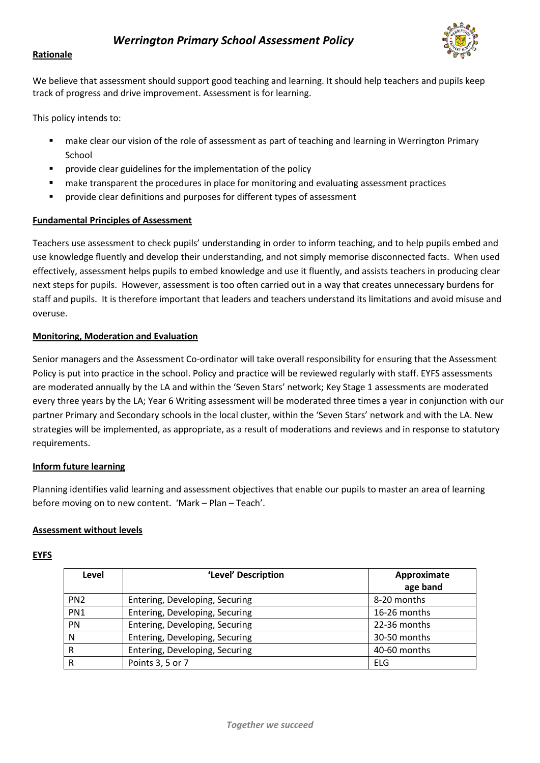# *Werrington Primary School Assessment Policy*

## Rationale

We believe that assessment should support good teaching and learning. It should help teachers and pupils keep track of progress and drive improvement. Assessment is for learning.

This policy intends to:

- make clear our vision of the role of assessment as part of teaching and learning in Werrington Primary School
- provide clear guidelines for the implementation of the policy
- make transparent the procedures in place for monitoring and evaluating assessment practices
- provide clear definitions and purposes for different types of assessment

## Fundamental Principles of Assessment

Teachers use assessment to check pupils' understanding in order to inform teaching, and to help pupils embed and use knowledge fluently and develop their understanding, and not simply memorise disconnected facts. When used effectively, assessment helps pupils to embed knowledge and use it fluently, and assists teachers in producing clear next steps for pupils. However, assessment is too often carried out in a way that creates unnecessary burdens for staff and pupils. It is therefore important that leaders and teachers understand its limitations and avoid misuse and overuse.

## Monitoring, Moderation and Evaluation

Senior managers and the Assessment Co-ordinator will take overall responsibility for ensuring that the Assessment Policy is put into practice in the school. Policy and practice will be reviewed regularly with staff. EYFS assessments are moderated annually by the LA and within the 'Seven Stars' network; Key Stage 1 assessments are moderated every three years by the LA; Year 6 Writing assessment will be moderated three times a year in conjunction with our partner Primary and Secondary schools in the local cluster, within the 'Seven Stars' network and with the LA. New strategies will be implemented, as appropriate, as a result of moderations and reviews and in response to statutory requirements.

## Inform future learning

Planning identifies valid learning and assessment objectives that enable our pupils to master an area of learning before moving on to new content. 'Mark – Plan – Teach'.

## Assessment without levels

### EYFS

| Level | 'Level' Description | Approximate age band |
|---|---|---|
| PN2 | Entering, Developing, Securing | 8-20 months |
| PN1 | Entering, Developing, Securing | 16-26 months |
| PN | Entering, Developing, Securing | 22-36 months |
| N | Entering, Developing, Securing | 30-50 months |
| R | Entering, Developing, Securing | 40-60 months |
| R | Points 3, 5 or 7 | ELG |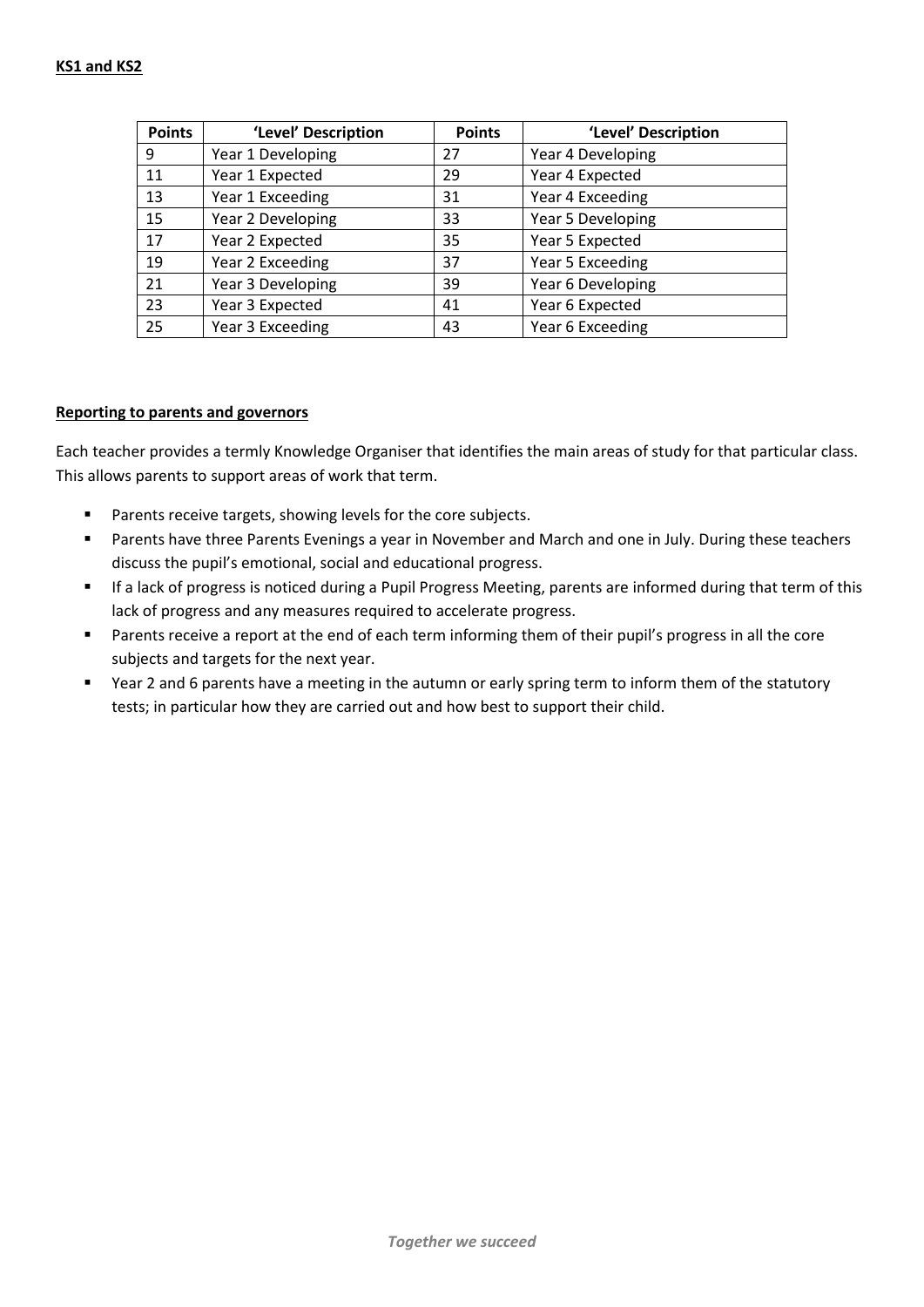**KS1 and KS2**

| Points | 'Level' Description | Points | 'Level' Description |
|---|---|---|---|
| 9 | Year 1 Developing | 27 | Year 4 Developing |
| 11 | Year 1 Expected | 29 | Year 4 Expected |
| 13 | Year 1 Exceeding | 31 | Year 4 Exceeding |
| 15 | Year 2 Developing | 33 | Year 5 Developing |
| 17 | Year 2 Expected | 35 | Year 5 Expected |
| 19 | Year 2 Exceeding | 37 | Year 5 Exceeding |
| 21 | Year 3 Developing | 39 | Year 6 Developing |
| 23 | Year 3 Expected | 41 | Year 6 Expected |
| 25 | Year 3 Exceeding | 43 | Year 6 Exceeding |

**Reporting to parents and governors**

Each teacher provides a termly Knowledge Organiser that identifies the main areas of study for that particular class. This allows parents to support areas of work that term.

- Parents receive targets, showing levels for the core subjects.
- Parents have three Parents Evenings a year in November and March and one in July. During these teachers discuss the pupil's emotional, social and educational progress.
- If a lack of progress is noticed during a Pupil Progress Meeting, parents are informed during that term of this lack of progress and any measures required to accelerate progress.
- Parents receive a report at the end of each term informing them of their pupil's progress in all the core subjects and targets for the next year.
- Year 2 and 6 parents have a meeting in the autumn or early spring term to inform them of the statutory tests; in particular how they are carried out and how best to support their child.